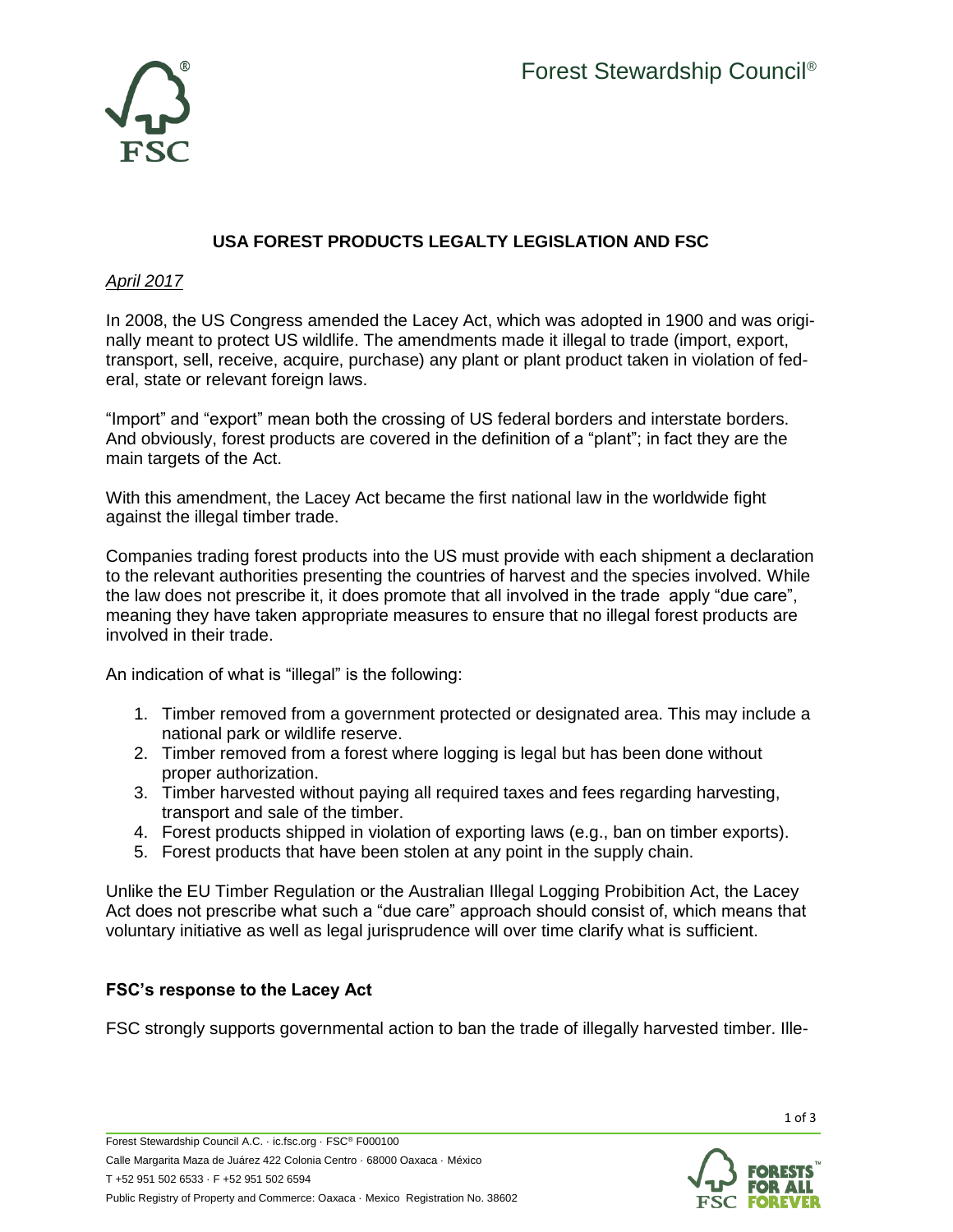Forest Stewardship Council®

## USA FOREST PRODUCTS LEGALTY LEGISLATION AND FSC

*April 2017*

In 2008, the US Congress amended the Lacey Act, which was adopted in 1900 and was originally meant to protect US wildlife. The amendments made it illegal to trade (import, export, transport, sell, receive, acquire, purchase) any plant or plant product taken in violation of federal, state or relevant foreign laws.

"Import" and "export" mean both the crossing of US federal borders and interstate borders. And obviously, forest products are covered in the definition of a "plant"; in fact they are the main targets of the Act.

With this amendment, the Lacey Act became the first national law in the worldwide fight against the illegal timber trade.

Companies trading forest products into the US must provide with each shipment a declaration to the relevant authorities presenting the countries of harvest and the species involved. While the law does not prescribe it, it does promote that all involved in the trade apply "due care", meaning they have taken appropriate measures to ensure that no illegal forest products are involved in their trade.

An indication of what is "illegal" is the following:

1. Timber removed from a government protected or designated area. This may include a national park or wildlife reserve.
2. Timber removed from a forest where logging is legal but has been done without proper authorization.
3. Timber harvested without paying all required taxes and fees regarding harvesting, transport and sale of the timber.
4. Forest products shipped in violation of exporting laws (e.g., ban on timber exports).
5. Forest products that have been stolen at any point in the supply chain.

Unlike the EU Timber Regulation or the Australian Illegal Logging Probibition Act, the Lacey Act does not prescribe what such a "due care" approach should consist of, which means that voluntary initiative as well as legal jurisprudence will over time clarify what is sufficient.

### FSC's response to the Lacey Act

FSC strongly supports governmental action to ban the trade of illegally harvested timber. Ille-

Forest Stewardship Council A.C. · ic.fsc.org · FSC® F000100
Calle Margarita Maza de Juárez 422 Colonia Centro · 68000 Oaxaca · México
T +52 951 502 6533 · F +52 951 502 6594
Public Registry of Property and Commerce: Oaxaca · Mexico Registration No. 38602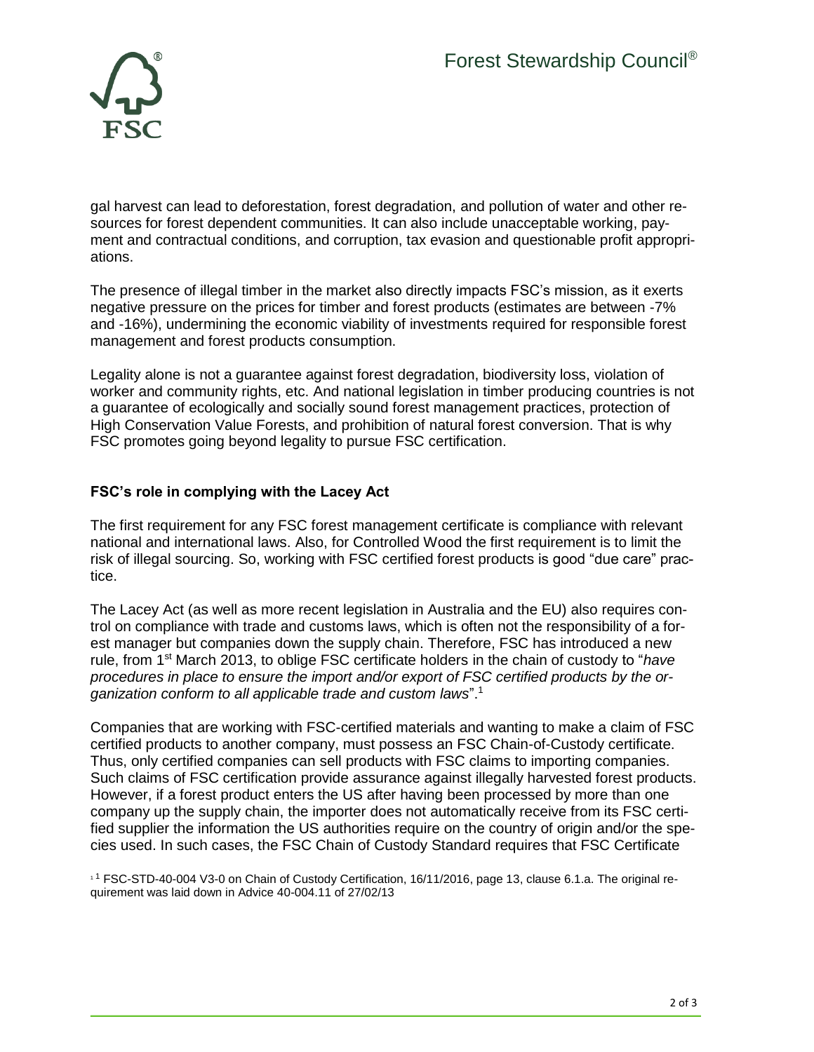gal harvest can lead to deforestation, forest degradation, and pollution of water and other resources for forest dependent communities. It can also include unacceptable working, payment and contractual conditions, and corruption, tax evasion and questionable profit appropriations.

The presence of illegal timber in the market also directly impacts FSC's mission, as it exerts negative pressure on the prices for timber and forest products (estimates are between -7% and -16%), undermining the economic viability of investments required for responsible forest management and forest products consumption.

Legality alone is not a guarantee against forest degradation, biodiversity loss, violation of worker and community rights, etc. And national legislation in timber producing countries is not a guarantee of ecologically and socially sound forest management practices, protection of High Conservation Value Forests, and prohibition of natural forest conversion. That is why FSC promotes going beyond legality to pursue FSC certification.

**FSC's role in complying with the Lacey Act**

The first requirement for any FSC forest management certificate is compliance with relevant national and international laws. Also, for Controlled Wood the first requirement is to limit the risk of illegal sourcing. So, working with FSC certified forest products is good "due care" practice.

The Lacey Act (as well as more recent legislation in Australia and the EU) also requires control on compliance with trade and customs laws, which is often not the responsibility of a forest manager but companies down the supply chain. Therefore, FSC has introduced a new rule, from 1st March 2013, to oblige FSC certificate holders in the chain of custody to "*have procedures in place to ensure the import and/or export of FSC certified products by the organization conform to all applicable trade and custom laws*".[1]

Companies that are working with FSC-certified materials and wanting to make a claim of FSC certified products to another company, must possess an FSC Chain-of-Custody certificate. Thus, only certified companies can sell products with FSC claims to importing companies. Such claims of FSC certification provide assurance against illegally harvested forest products. However, if a forest product enters the US after having been processed by more than one company up the supply chain, the importer does not automatically receive from its FSC certified supplier the information the US authorities require on the country of origin and/or the species used. In such cases, the FSC Chain of Custody Standard requires that FSC Certificate

[1] FSC-STD-40-004 V3-0 on Chain of Custody Certification, 16/11/2016, page 13, clause 6.1.a. The original requirement was laid down in Advice 40-004.11 of 27/02/13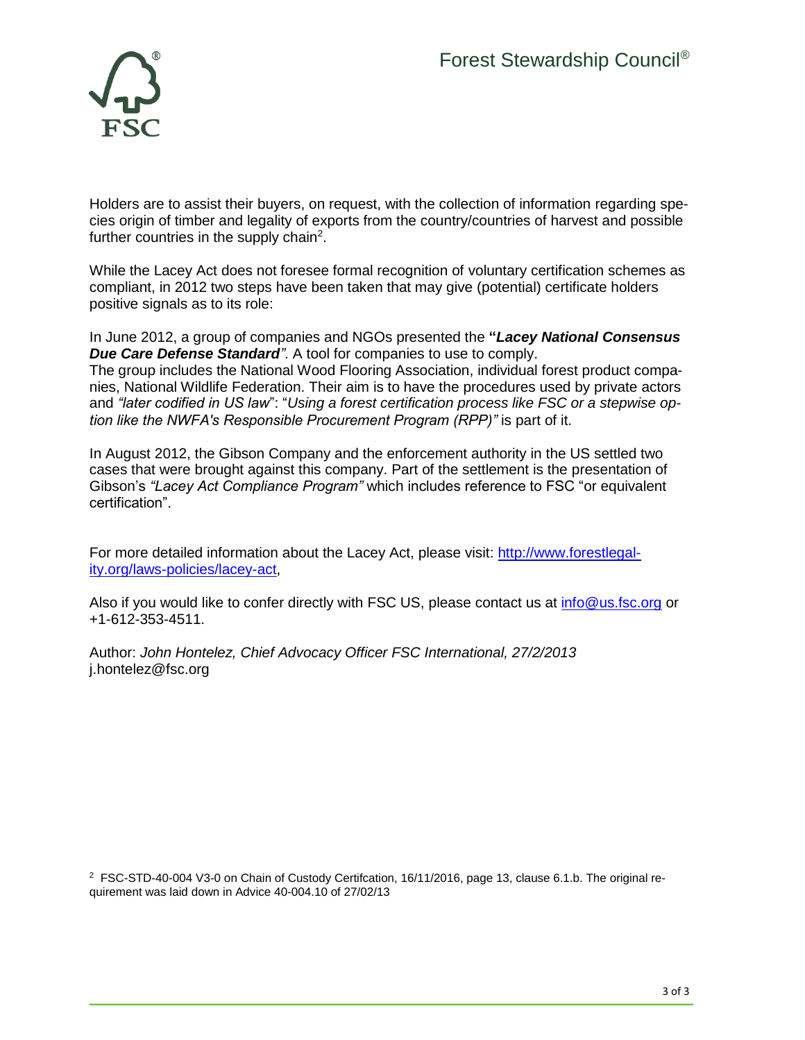Holders are to assist their buyers, on request, with the collection of information regarding species origin of timber and legality of exports from the country/countries of harvest and possible further countries in the supply chain[2].

While the Lacey Act does not foresee formal recognition of voluntary certification schemes as compliant, in 2012 two steps have been taken that may give (potential) certificate holders positive signals as to its role:

In June 2012, a group of companies and NGOs presented the **"*Lacey National Consensus Due Care Defense Standard*"**. A tool for companies to use to comply.
The group includes the National Wood Flooring Association, individual forest product companies, National Wildlife Federation. Their aim is to have the procedures used by private actors and *"later codified in US law"*: "*Using a forest certification process like FSC or a stepwise option like the NWFA's Responsible Procurement Program (RPP)"* is part of it.

In August 2012, the Gibson Company and the enforcement authority in the US settled two cases that were brought against this company. Part of the settlement is the presentation of Gibson's *"Lacey Act Compliance Program"* which includes reference to FSC "or equivalent certification".

For more detailed information about the Lacey Act, please visit: [http://www.forestlegality.org/laws-policies/lacey-act](http://www.forestlegality.org/laws-policies/lacey-act),

Also if you would like to confer directly with FSC US, please contact us at [info@us.fsc.org](mailto:info@us.fsc.org) or +1-612-353-4511.

Author: *John Hontelez, Chief Advocacy Officer FSC International, 27/2/2013*
j.hontelez@fsc.org

[2] FSC-STD-40-004 V3-0 on Chain of Custody Certifcation, 16/11/2016, page 13, clause 6.1.b. The original requirement was laid down in Advice 40-004.10 of 27/02/13